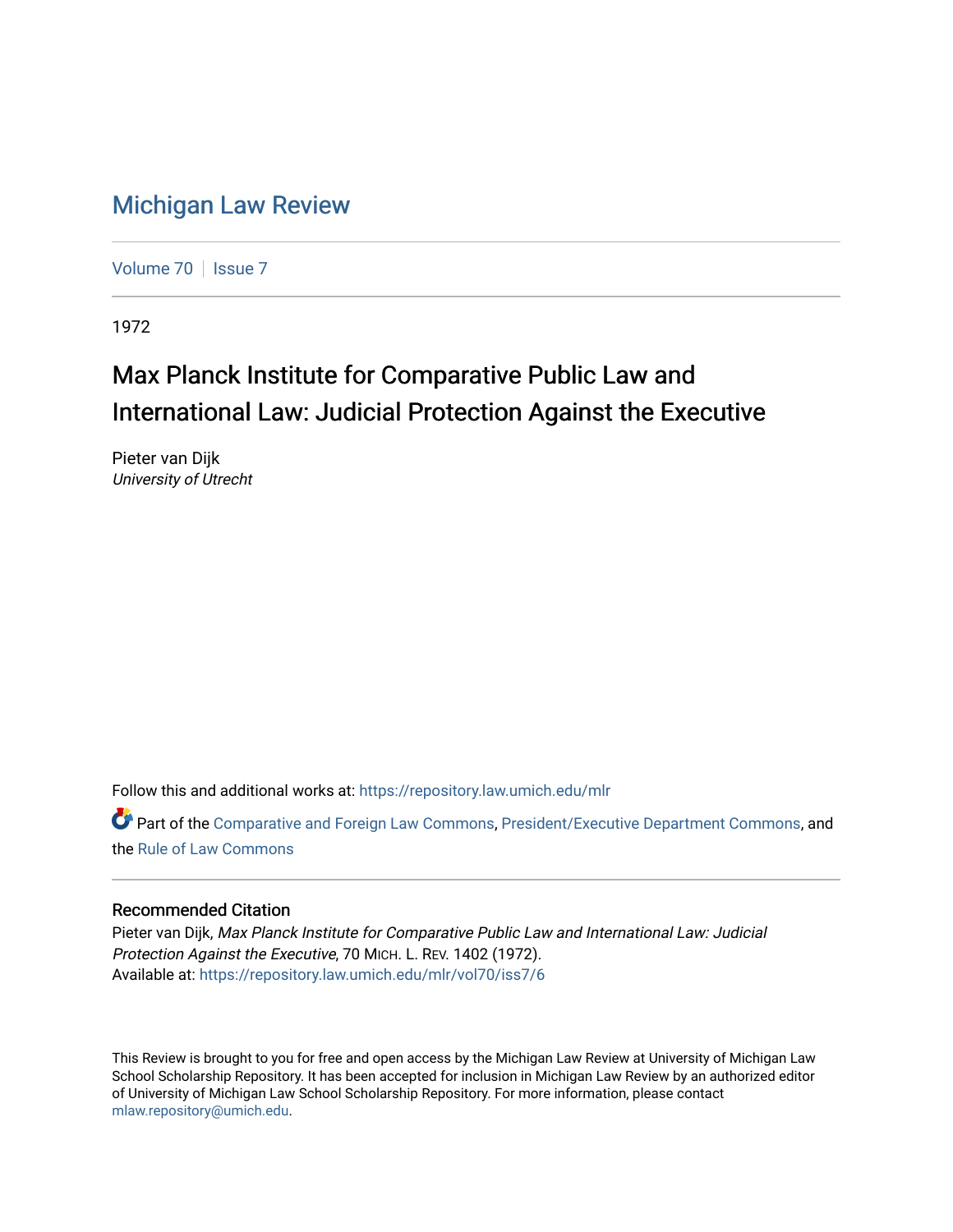# Michigan Law Review

Volume 70 | Issue 7

1972

## Max Planck Institute for Comparative Public Law and International Law: Judicial Protection Against the Executive

Pieter van Dijk
*University of Utrecht*

Follow this and additional works at: https://repository.law.umich.edu/mlr

Part of the Comparative and Foreign Law Commons, President/Executive Department Commons, and the Rule of Law Commons

### Recommended Citation

Pieter van Dijk, *Max Planck Institute for Comparative Public Law and International Law: Judicial Protection Against the Executive*, 70 MICH. L. REV. 1402 (1972).
Available at: https://repository.law.umich.edu/mlr/vol70/iss7/6

This Review is brought to you for free and open access by the Michigan Law Review at University of Michigan Law School Scholarship Repository. It has been accepted for inclusion in Michigan Law Review by an authorized editor of University of Michigan Law School Scholarship Repository. For more information, please contact mlaw.repository@umich.edu.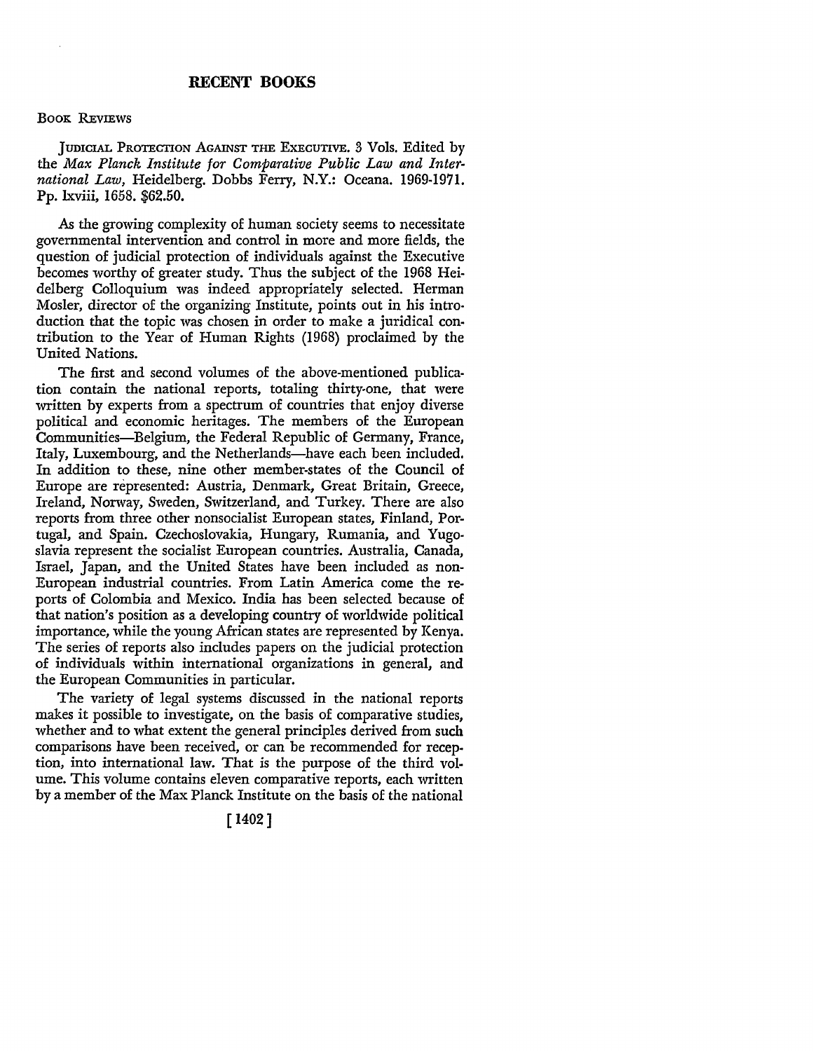# RECENT BOOKS

BOOK REVIEWS

JUDICIAL PROTECTION AGAINST THE EXECUTIVE. 3 Vols. Edited by the *Max Planck Institute for Comparative Public Law and International Law*, Heidelberg. Dobbs Ferry, N.Y.: Oceana. 1969-1971. Pp. lxviii, 1658. $62.50.

As the growing complexity of human society seems to necessitate governmental intervention and control in more and more fields, the question of judicial protection of individuals against the Executive becomes worthy of greater study. Thus the subject of the 1968 Heidelberg Colloquium was indeed appropriately selected. Herman Mosler, director of the organizing Institute, points out in his introduction that the topic was chosen in order to make a juridical contribution to the Year of Human Rights (1968) proclaimed by the United Nations.

The first and second volumes of the above-mentioned publication contain the national reports, totaling thirty-one, that were written by experts from a spectrum of countries that enjoy diverse political and economic heritages. The members of the European Communities—Belgium, the Federal Republic of Germany, France, Italy, Luxembourg, and the Netherlands—have each been included. In addition to these, nine other member-states of the Council of Europe are represented: Austria, Denmark, Great Britain, Greece, Ireland, Norway, Sweden, Switzerland, and Turkey. There are also reports from three other nonsocialist European states, Finland, Portugal, and Spain. Czechoslovakia, Hungary, Rumania, and Yugoslavia represent the socialist European countries. Australia, Canada, Israel, Japan, and the United States have been included as non-European industrial countries. From Latin America come the reports of Colombia and Mexico. India has been selected because of that nation's position as a developing country of worldwide political importance, while the young African states are represented by Kenya. The series of reports also includes papers on the judicial protection of individuals within international organizations in general, and the European Communities in particular.

The variety of legal systems discussed in the national reports makes it possible to investigate, on the basis of comparative studies, whether and to what extent the general principles derived from such comparisons have been received, or can be recommended for reception, into international law. That is the purpose of the third volume. This volume contains eleven comparative reports, each written by a member of the Max Planck Institute on the basis of the national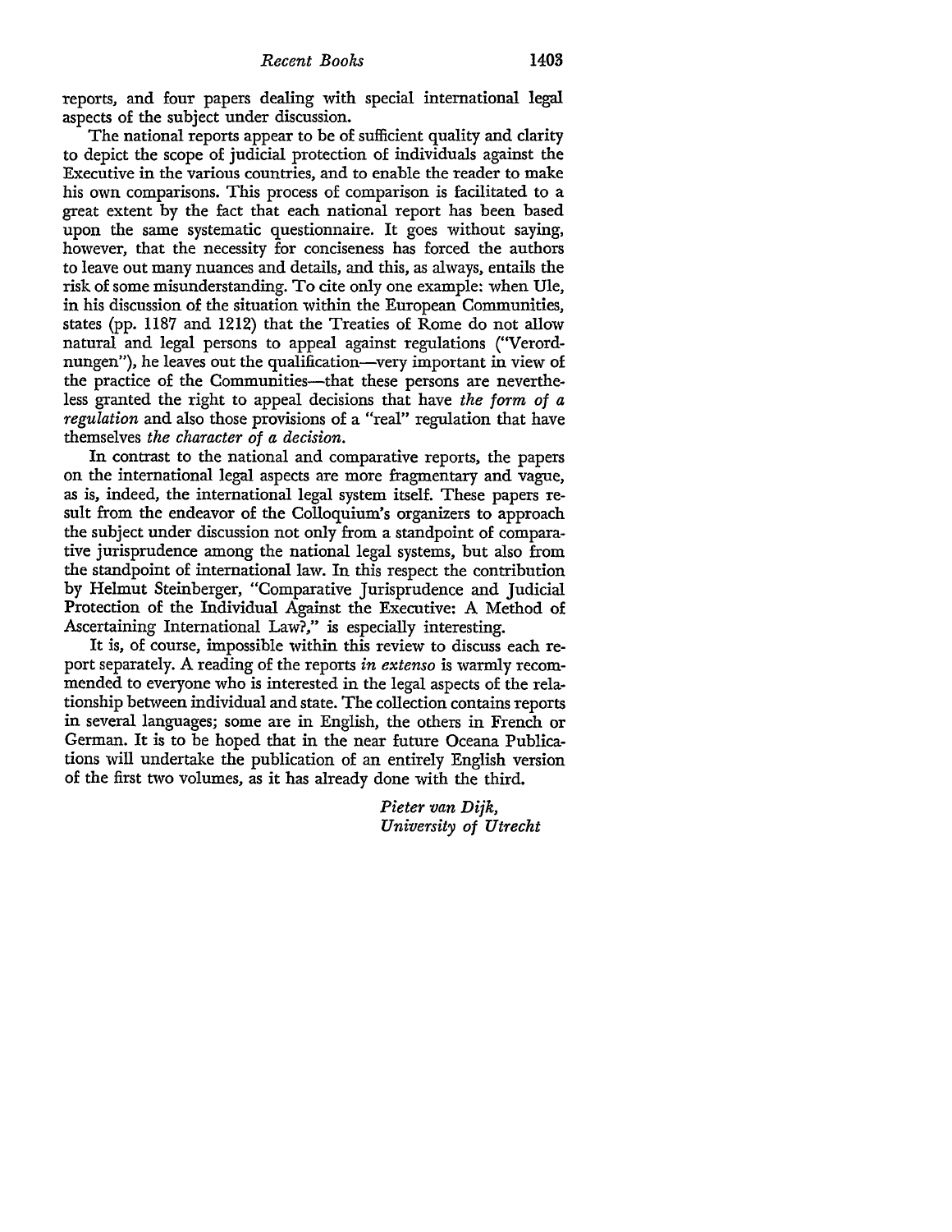reports, and four papers dealing with special international legal aspects of the subject under discussion.

The national reports appear to be of sufficient quality and clarity to depict the scope of judicial protection of individuals against the Executive in the various countries, and to enable the reader to make his own comparisons. This process of comparison is facilitated to a great extent by the fact that each national report has been based upon the same systematic questionnaire. It goes without saying, however, that the necessity for conciseness has forced the authors to leave out many nuances and details, and this, as always, entails the risk of some misunderstanding. To cite only one example: when Ule, in his discussion of the situation within the European Communities, states (pp. 1187 and 1212) that the Treaties of Rome do not allow natural and legal persons to appeal against regulations ("Verordnungen"), he leaves out the qualification—very important in view of the practice of the Communities—that these persons are nevertheless granted the right to appeal decisions that have *the form of a regulation* and also those provisions of a "real" regulation that have themselves *the character of a decision.*

In contrast to the national and comparative reports, the papers on the international legal aspects are more fragmentary and vague, as is, indeed, the international legal system itself. These papers result from the endeavor of the Colloquium's organizers to approach the subject under discussion not only from a standpoint of comparative jurisprudence among the national legal systems, but also from the standpoint of international law. In this respect the contribution by Helmut Steinberger, "Comparative Jurisprudence and Judicial Protection of the Individual Against the Executive: A Method of Ascertaining International Law?," is especially interesting.

It is, of course, impossible within this review to discuss each report separately. A reading of the reports *in extenso* is warmly recommended to everyone who is interested in the legal aspects of the relationship between individual and state. The collection contains reports in several languages; some are in English, the others in French or German. It is to be hoped that in the near future Oceana Publications will undertake the publication of an entirely English version of the first two volumes, as it has already done with the third.

*Pieter van Dijk,*
*University of Utrecht*